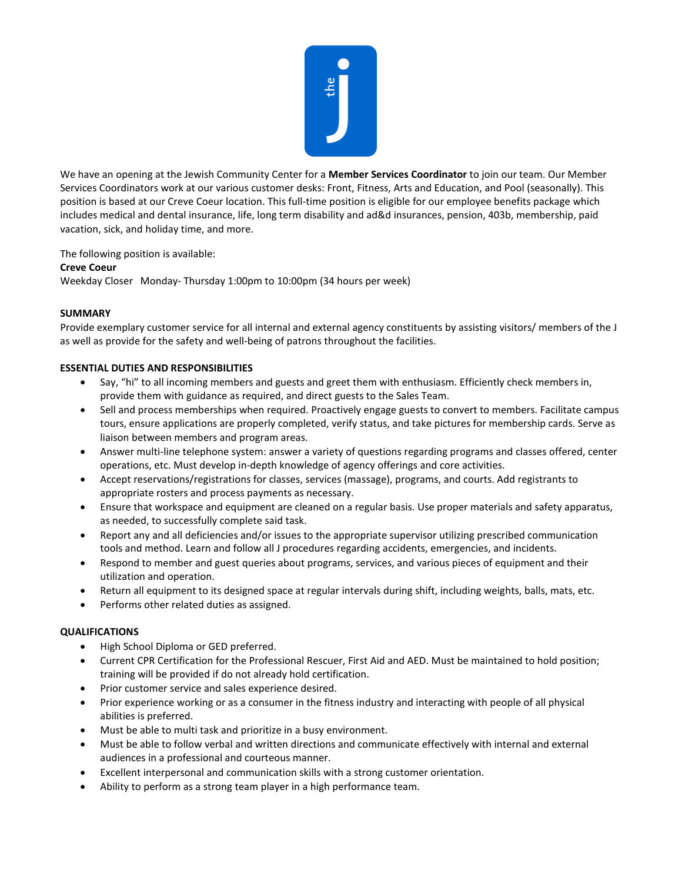We have an opening at the Jewish Community Center for a **Member Services Coordinator** to join our team. Our Member Services Coordinators work at our various customer desks: Front, Fitness, Arts and Education, and Pool (seasonally). This position is based at our Creve Coeur location. This full-time position is eligible for our employee benefits package which includes medical and dental insurance, life, long term disability and ad&d insurances, pension, 403b, membership, paid vacation, sick, and holiday time, and more.

The following position is available:

**Creve Coeur**

Weekday Closer   Monday- Thursday 1:00pm to 10:00pm (34 hours per week)

## SUMMARY

Provide exemplary customer service for all internal and external agency constituents by assisting visitors/ members of the J as well as provide for the safety and well-being of patrons throughout the facilities.

## ESSENTIAL DUTIES AND RESPONSIBILITIES

- Say, "hi" to all incoming members and guests and greet them with enthusiasm. Efficiently check members in, provide them with guidance as required, and direct guests to the Sales Team.
- Sell and process memberships when required. Proactively engage guests to convert to members. Facilitate campus tours, ensure applications are properly completed, verify status, and take pictures for membership cards. Serve as liaison between members and program areas.
- Answer multi-line telephone system: answer a variety of questions regarding programs and classes offered, center operations, etc. Must develop in-depth knowledge of agency offerings and core activities.
- Accept reservations/registrations for classes, services (massage), programs, and courts. Add registrants to appropriate rosters and process payments as necessary.
- Ensure that workspace and equipment are cleaned on a regular basis. Use proper materials and safety apparatus, as needed, to successfully complete said task.
- Report any and all deficiencies and/or issues to the appropriate supervisor utilizing prescribed communication tools and method. Learn and follow all J procedures regarding accidents, emergencies, and incidents.
- Respond to member and guest queries about programs, services, and various pieces of equipment and their utilization and operation.
- Return all equipment to its designed space at regular intervals during shift, including weights, balls, mats, etc.
- Performs other related duties as assigned.

## QUALIFICATIONS

- High School Diploma or GED preferred.
- Current CPR Certification for the Professional Rescuer, First Aid and AED. Must be maintained to hold position; training will be provided if do not already hold certification.
- Prior customer service and sales experience desired.
- Prior experience working or as a consumer in the fitness industry and interacting with people of all physical abilities is preferred.
- Must be able to multi task and prioritize in a busy environment.
- Must be able to follow verbal and written directions and communicate effectively with internal and external audiences in a professional and courteous manner.
- Excellent interpersonal and communication skills with a strong customer orientation.
- Ability to perform as a strong team player in a high performance team.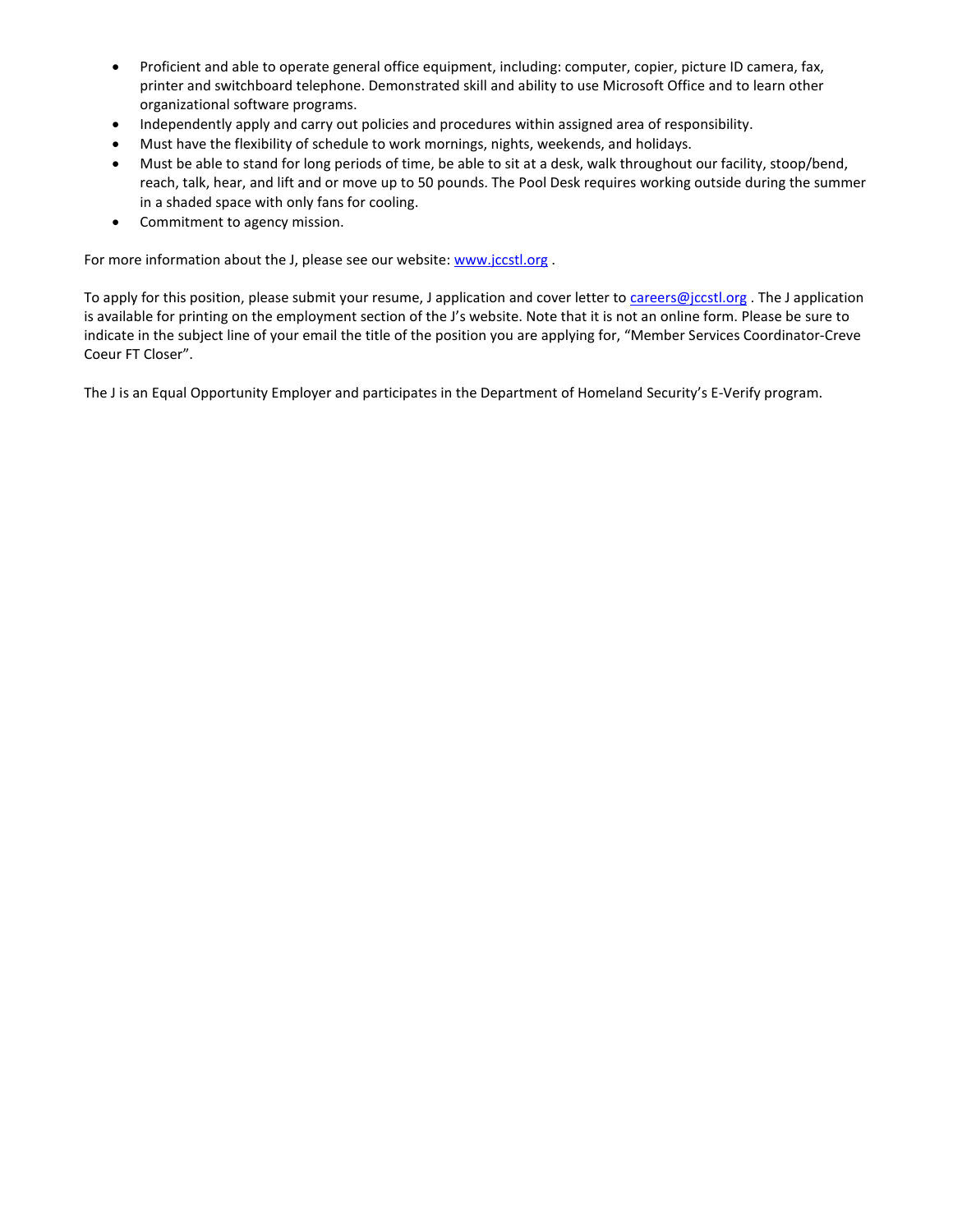- Proficient and able to operate general office equipment, including: computer, copier, picture ID camera, fax, printer and switchboard telephone. Demonstrated skill and ability to use Microsoft Office and to learn other organizational software programs.
- Independently apply and carry out policies and procedures within assigned area of responsibility.
- Must have the flexibility of schedule to work mornings, nights, weekends, and holidays.
- Must be able to stand for long periods of time, be able to sit at a desk, walk throughout our facility, stoop/bend, reach, talk, hear, and lift and or move up to 50 pounds. The Pool Desk requires working outside during the summer in a shaded space with only fans for cooling.
- Commitment to agency mission.

For more information about the J, please see our website: www.jccstl.org .

To apply for this position, please submit your resume, J application and cover letter to careers@jccstl.org . The J application is available for printing on the employment section of the J's website. Note that it is not an online form. Please be sure to indicate in the subject line of your email the title of the position you are applying for, "Member Services Coordinator-Creve Coeur FT Closer".

The J is an Equal Opportunity Employer and participates in the Department of Homeland Security's E-Verify program.